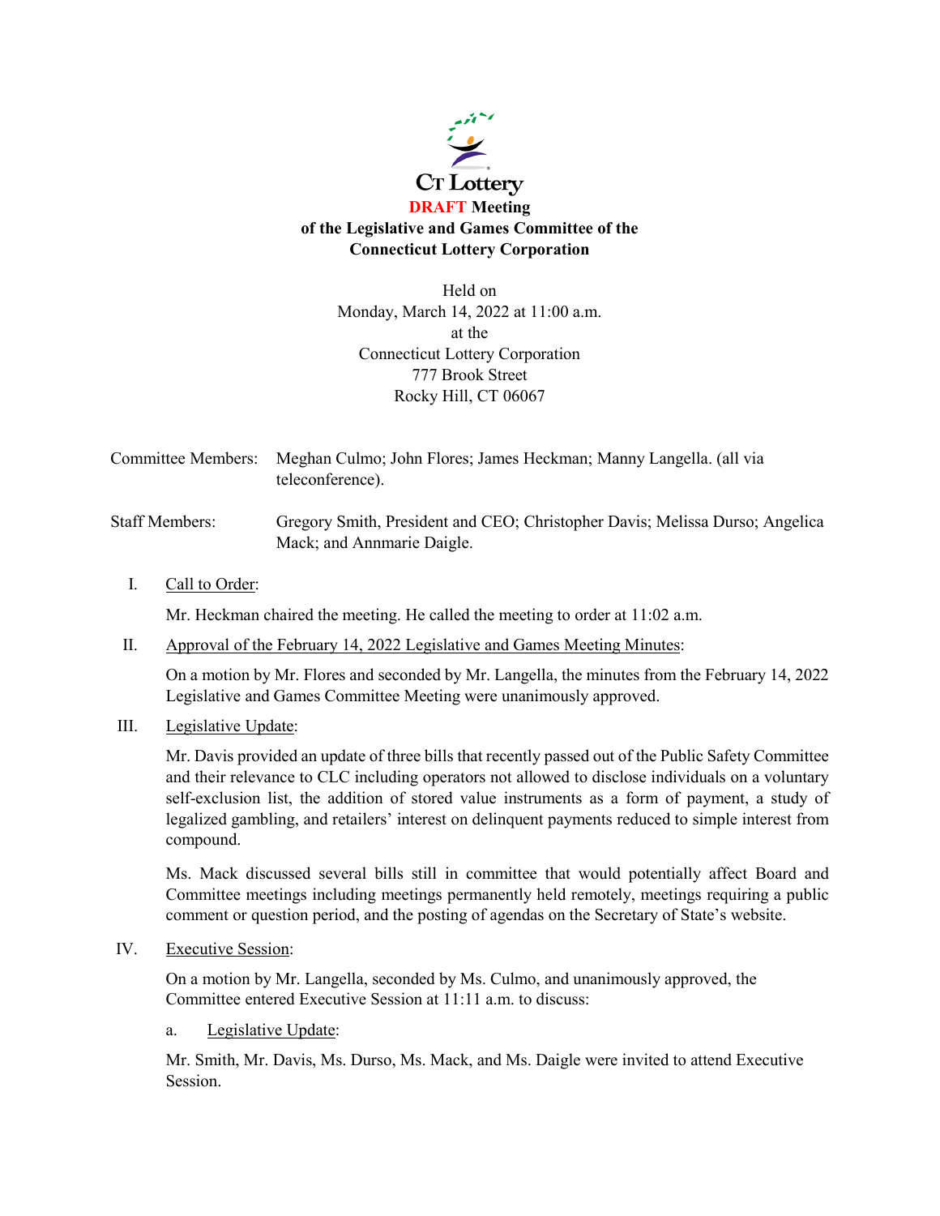**CT Lottery**

# **DRAFT Meeting of the Legislative and Games Committee of the Connecticut Lottery Corporation**

Held on
Monday, March 14, 2022 at 11:00 a.m.
at the
Connecticut Lottery Corporation
777 Brook Street
Rocky Hill, CT 06067

Committee Members: Meghan Culmo; John Flores; James Heckman; Manny Langella. (all via teleconference).

Staff Members: Gregory Smith, President and CEO; Christopher Davis; Melissa Durso; Angelica Mack; and Annmarie Daigle.

I. Call to Order:

Mr. Heckman chaired the meeting. He called the meeting to order at 11:02 a.m.

II. Approval of the February 14, 2022 Legislative and Games Meeting Minutes:

On a motion by Mr. Flores and seconded by Mr. Langella, the minutes from the February 14, 2022 Legislative and Games Committee Meeting were unanimously approved.

III. Legislative Update:

Mr. Davis provided an update of three bills that recently passed out of the Public Safety Committee and their relevance to CLC including operators not allowed to disclose individuals on a voluntary self-exclusion list, the addition of stored value instruments as a form of payment, a study of legalized gambling, and retailers' interest on delinquent payments reduced to simple interest from compound.

Ms. Mack discussed several bills still in committee that would potentially affect Board and Committee meetings including meetings permanently held remotely, meetings requiring a public comment or question period, and the posting of agendas on the Secretary of State's website.

IV. Executive Session:

On a motion by Mr. Langella, seconded by Ms. Culmo, and unanimously approved, the Committee entered Executive Session at 11:11 a.m. to discuss:

a. Legislative Update:

Mr. Smith, Mr. Davis, Ms. Durso, Ms. Mack, and Ms. Daigle were invited to attend Executive Session.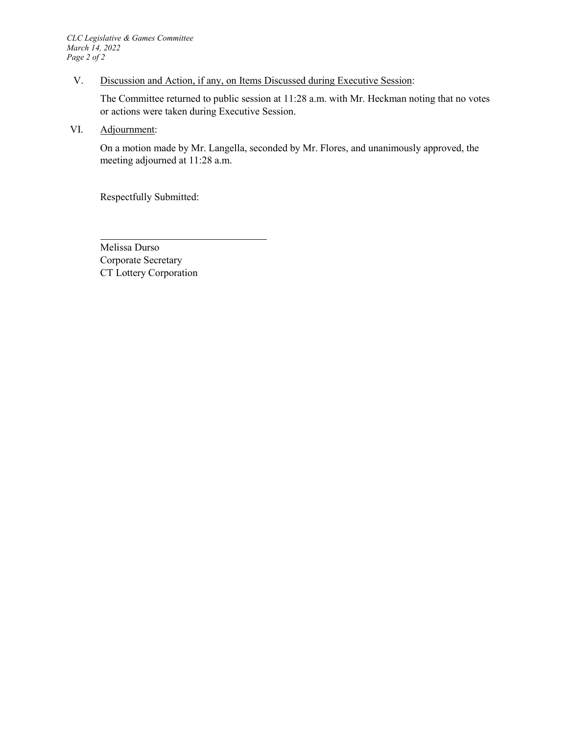V. Discussion and Action, if any, on Items Discussed during Executive Session:

The Committee returned to public session at 11:28 a.m. with Mr. Heckman noting that no votes or actions were taken during Executive Session.

VI. Adjournment:

On a motion made by Mr. Langella, seconded by Mr. Flores, and unanimously approved, the meeting adjourned at 11:28 a.m.

Respectfully Submitted:

\_\_\_\_\_\_\_\_\_\_\_\_\_\_\_\_\_\_\_\_\_\_\_\_\_\_\_\_\_\_\_\_\_\_

Melissa Durso
Corporate Secretary
CT Lottery Corporation